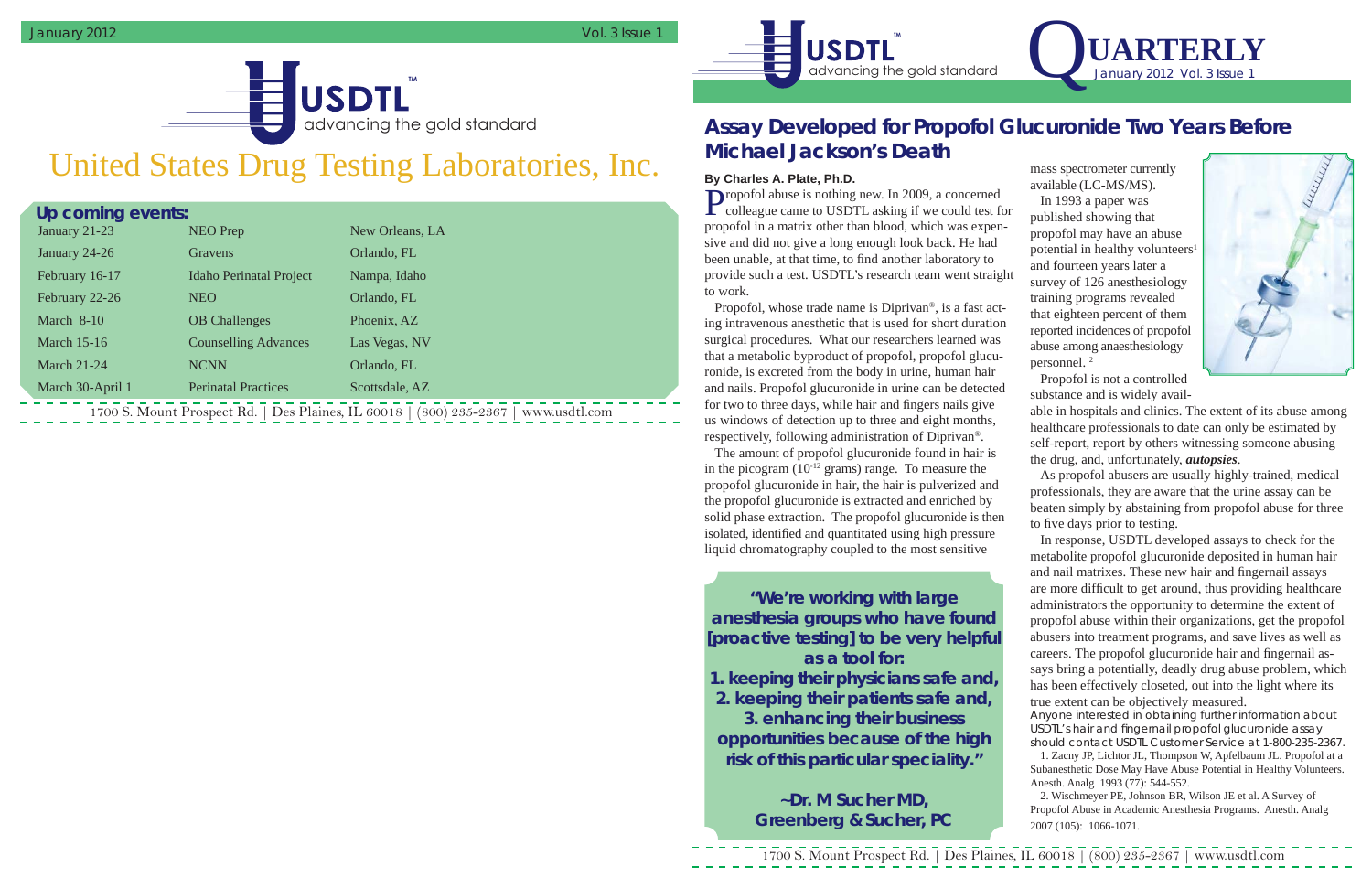# USDTL™ advancing the gold standard

# United States Drug Testing Laboratories, Inc.

## Up coming events:

| | | |
|---|---|---|
| January 21-23 | NEO Prep | New Orleans, LA |
| January 24-26 | Gravens | Orlando, FL |
| February 16-17 | Idaho Perinatal Project | Nampa, Idaho |
| February 22-26 | NEO | Orlando, FL |
| March 8-10 | OB Challenges | Phoenix, AZ |
| March 15-16 | Counselling Advances | Las Vegas, NV |
| March 21-24 | NCNN | Orlando, FL |
| March 30-April 1 | Perinatal Practices | Scottsdale, AZ |

1700 S. Mount Prospect Rd. | Des Plaines, IL 60018 | (800) 235-2367 | www.usdtl.com

# USDTL™ advancing the gold standard — QUARTERLY

January 2012 Vol. 3 Issue 1

## Assay Developed for Propofol Glucuronide Two Years Before Michael Jackson's Death

**By Charles A. Plate, Ph.D.**

Propofol abuse is nothing new. In 2009, a concerned colleague came to USDTL asking if we could test for propofol in a matrix other than blood, which was expensive and did not give a long enough look back. He had been unable, at that time, to find another laboratory to provide such a test. USDTL's research team went straight to work.

Propofol, whose trade name is Diprivan®, is a fast acting intravenous anesthetic that is used for short duration surgical procedures. What our researchers learned was that a metabolic byproduct of propofol, propofol glucuronide, is excreted from the body in urine, human hair and nails. Propofol glucuronide in urine can be detected for two to three days, while hair and fingers nails give us windows of detection up to three and eight months, respectively, following administration of Diprivan®.

The amount of propofol glucuronide found in hair is in the picogram ($10^{-12}$ grams) range. To measure the propofol glucuronide in hair, the hair is pulverized and the propofol glucuronide is extracted and enriched by solid phase extraction. The propofol glucuronide is then isolated, identified and quantitated using high pressure liquid chromatography coupled to the most sensitive mass spectrometer currently available (LC-MS/MS).

In 1993 a paper was published showing that propofol may have an abuse potential in healthy volunteers[1] and fourteen years later a survey of 126 anesthesiology training programs revealed that eighteen percent of them reported incidences of propofol abuse among anaesthesiology personnel.[2]

Propofol is not a controlled substance and is widely available in hospitals and clinics. The extent of its abuse among healthcare professionals to date can only be estimated by self-report, report by others witnessing someone abusing the drug, and, unfortunately, ***autopsies***.

As propofol abusers are usually highly-trained, medical professionals, they are aware that the urine assay can be beaten simply by abstaining from propofol abuse for three to five days prior to testing.

In response, USDTL developed assays to check for the metabolite propofol glucuronide deposited in human hair and nail matrices. These new hair and fingernail assays are more difficult to get around, thus providing healthcare administrators the opportunity to determine the extent of propofol abuse within their organizations, get the propofol abusers into treatment programs, and save lives as well as careers. The propofol glucuronide hair and fingernail assays bring a potentially, deadly drug abuse problem, which has been effectively closeted, out into the light where its true extent can be objectively measured.

*Anyone interested in obtaining further information about USDTL's hair and fingernail propofol glucuronide assay should contact USDTL Customer Service at 1-800-235-2367.*

> **"We're working with large anesthesia groups who have found [proactive testing] to be very helpful as a tool for:**
> **1. keeping their physicians safe and,**
> **2. keeping their patients safe and,**
> **3. enhancing their business opportunities because of the high risk of this particular speciality."**
>
> **~Dr. M Sucher MD, Greenberg & Sucher, PC**

1. Zacny JP, Lichtor JL, Thompson W, Apfelbaum JL. Propofol at a Subanesthetic Dose May Have Abuse Potential in Healthy Volunteers. Anesth. Analg 1993 (77): 544-552.

2. Wischmeyer PE, Johnson BR, Wilson JE et al. A Survey of Propofol Abuse in Academic Anesthesia Programs. Anesth. Analg 2007 (105): 1066-1071.

1700 S. Mount Prospect Rd. | Des Plaines, IL 60018 | (800) 235-2367 | www.usdtl.com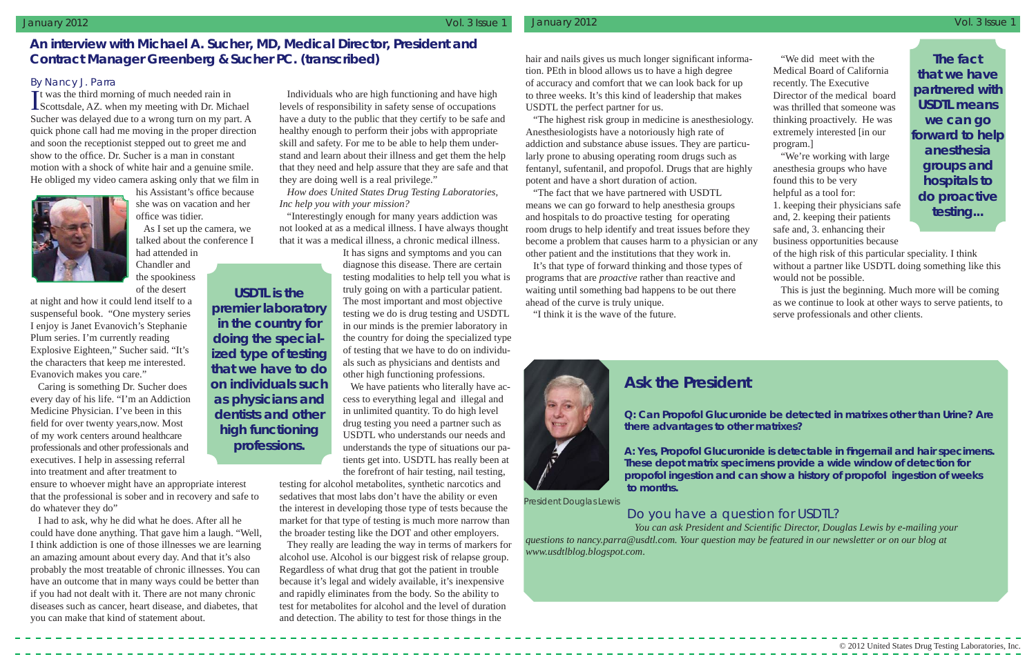## An interview with Michael A. Sucher, MD, Medical Director, President and Contract Manager Greenberg & Sucher PC. (transcribed)

By Nancy J. Parra

It was the third morning of much needed rain in Scottsdale, AZ. when my meeting with Dr. Michael Sucher was delayed due to a wrong turn on my part. A quick phone call had me moving in the proper direction and soon the receptionist stepped out to greet me and show to the office. Dr. Sucher is a man in constant motion with a shock of white hair and a genuine smile. He obliged my video camera asking only that we film in his Assistant's office because she was on vacation and her office was tidier.

As I set up the camera, we talked about the conference I had attended in Chandler and the spookiness of the desert at night and how it could lend itself to a suspenseful book. "One mystery series I enjoy is Janet Evanovich's Stephanie Plum series. I'm currently reading Explosive Eighteen," Sucher said. "It's the characters that keep me interested. Evanovich makes you care."

Caring is something Dr. Sucher does every day of his life. "I'm an Addiction Medicine Physician. I've been in this field for over twenty years,now. Most of my work centers around healthcare professionals and other professionals and executives. I help in assessing referral into treatment and after treatment to ensure to whoever might have an appropriate interest that the professional is sober and in recovery and safe to do whatever they do"

I had to ask, why he did what he does. After all he could have done anything. That gave him a laugh. "Well, I think addiction is one of those illnesses we are learning an amazing amount about every day. And that it's also probably the most treatable of chronic illnesses. You can have an outcome that in many ways could be better than if you had not dealt with it. There are not many chronic diseases such as cancer, heart disease, and diabetes, that you can make that kind of statement about.

Individuals who are high functioning and have high levels of responsibility in safety sense of occupations have a duty to the public that they certify to be safe and healthy enough to perform their jobs with appropriate skill and safety. For me to be able to help them understand and learn about their illness and get them the help that they need and help assure that they are safe and that they are doing well is a real privilege."

*How does United States Drug Testing Laboratories, Inc help you with your mission?*

"Interestingly enough for many years addiction was not looked at as a medical illness. I have always thought that it was a medical illness, a chronic medical illness. It has signs and symptoms and you can diagnose this disease. There are certain testing modalities to help tell you what is truly going on with a particular patient. The most important and most objective testing we do is drug testing and USDTL in our minds is the premier laboratory in the country for doing the specialized type of testing that we have to do on individuals such as physicians and dentists and other high functioning professions.

> **USDTL is the premier laboratory in the country for doing the specialized type of testing that we have to do on individuals such as physicians and dentists and other high functioning professions.**

We have patients who literally have access to everything legal and illegal and in unlimited quantity. To do high level drug testing you need a partner such as USDTL who understands our needs and understands the type of situations our patients get into. USDTL has really been at the forefront of hair testing, nail testing, testing for alcohol metabolites, synthetic narcotics and sedatives that most labs don't have the ability or even the interest in developing those type of tests because the market for that type of testing is much more narrow than the broader testing like the DOT and other employers.

They really are leading the way in terms of markers for alcohol use. Alcohol is our biggest risk of relapse group. Regardless of what drug that got the patient in trouble because it's legal and widely available, it's inexpensive and rapidly eliminates from the body. So the ability to test for metabolites for alcohol and the level of duration and detection. The ability to test for those things in the hair and nails gives us much longer significant information. PEth in blood allows us to have a high degree of accuracy and comfort that we can look back for up to three weeks. It's this kind of leadership that makes USDTL the perfect partner for us.

"The highest risk group in medicine is anesthesiology. Anesthesiologists have a notoriously high rate of addiction and substance abuse issues. They are particularly prone to abusing operating room drugs such as fentanyl, sufentanil, and propofol. Drugs that are highly potent and have a short duration of action.

"The fact that we have partnered with USDTL means we can go forward to help anesthesia groups and hospitals to do proactive testing for operating room drugs to help identify and treat issues before they become a problem that causes harm to a physician or any other patient and the institutions that they work in.

It's that type of forward thinking and those types of programs that are *proactive* rather than reactive and waiting until something bad happens to be out there ahead of the curve is truly unique.

"I think it is the wave of the future.

"We did meet with the Medical Board of California recently. The Executive Director of the medical board was thrilled that someone was thinking proactively. He was extremely interested [in our program.]

> **The fact that we have partnered with USDTL means we can go forward to help anesthesia groups and hospitals to do proactive testing...**

"We're working with large anesthesia groups who have found this to be very helpful as a tool for:
1. keeping their physicians safe and,
2. keeping their patients safe and,
3. enhancing their business opportunities because of the high risk of this particular speciality. I think without a partner like USDTL doing something like this would not be possible.

This is just the beginning. Much more will be coming as we continue to look at other ways to serve patients, to serve professionals and other clients.

## Ask the President

President Douglas Lewis

**Q: Can Propofol Glucuronide be detected in matrixes other than Urine? Are there advantages to other matrixes?**

**A: Yes, Propofol Glucuronide is detectable in fingernail and hair specimens. These depot matrix specimens provide a wide window of detection for propofol ingestion and can show a history of propofol ingestion of weeks to months.**

### Do you have a question for USDTL?

*You can ask President and Scientific Director, Douglas Lewis by e-mailing your questions to nancy.parra@usdtl.com. Your question may be featured in our newsletter or on our blog at www.usdtlblog.blogspot.com.*

© 2012 United States Drug Testing Laboratories, Inc.